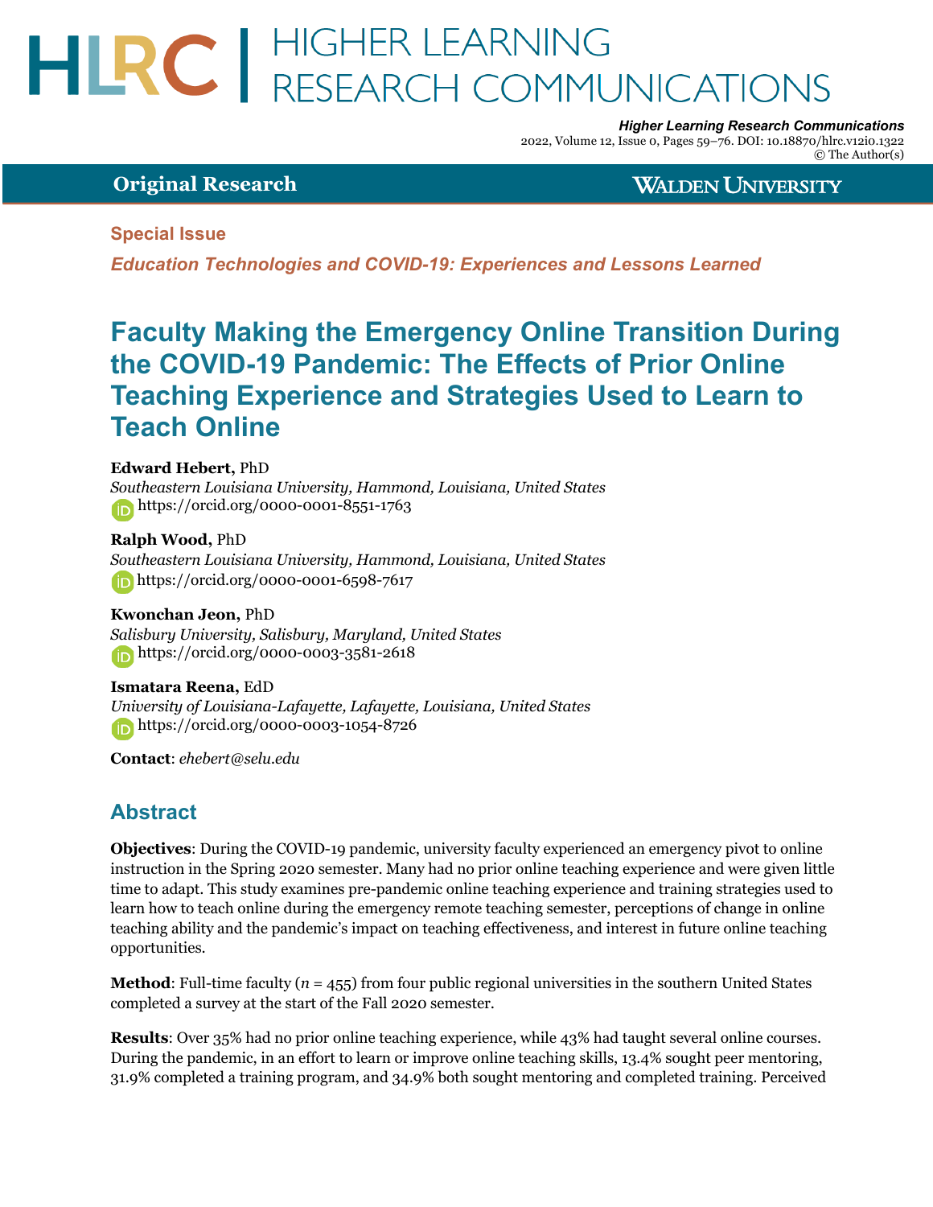# HLRC | HIGHER LEARNING RESEARCH COMMUNICATIONS

***Higher Learning Research Communications***
2022, Volume 12, Issue 0, Pages 59–76. DOI: 10.18870/hlrc.v12i0.1322
© The Author(s)

**Original Research** — **Walden University**

**Special Issue**

***Education Technologies and COVID-19: Experiences and Lessons Learned***

# Faculty Making the Emergency Online Transition During the COVID-19 Pandemic: The Effects of Prior Online Teaching Experience and Strategies Used to Learn to Teach Online

**Edward Hebert,** PhD
*Southeastern Louisiana University, Hammond, Louisiana, United States*
https://orcid.org/0000-0001-8551-1763

**Ralph Wood,** PhD
*Southeastern Louisiana University, Hammond, Louisiana, United States*
https://orcid.org/0000-0001-6598-7617

**Kwonchan Jeon,** PhD
*Salisbury University, Salisbury, Maryland, United States*
https://orcid.org/0000-0003-3581-2618

**Ismatara Reena,** EdD
*University of Louisiana-Lafayette, Lafayette, Louisiana, United States*
https://orcid.org/0000-0003-1054-8726

**Contact**: *ehebert@selu.edu*

## Abstract

**Objectives**: During the COVID-19 pandemic, university faculty experienced an emergency pivot to online instruction in the Spring 2020 semester. Many had no prior online teaching experience and were given little time to adapt. This study examines pre-pandemic online teaching experience and training strategies used to learn how to teach online during the emergency remote teaching semester, perceptions of change in online teaching ability and the pandemic's impact on teaching effectiveness, and interest in future online teaching opportunities.

**Method**: Full-time faculty ($n$ = 455) from four public regional universities in the southern United States completed a survey at the start of the Fall 2020 semester.

**Results**: Over 35% had no prior online teaching experience, while 43% had taught several online courses. During the pandemic, in an effort to learn or improve online teaching skills, 13.4% sought peer mentoring, 31.9% completed a training program, and 34.9% both sought mentoring and completed training. Perceived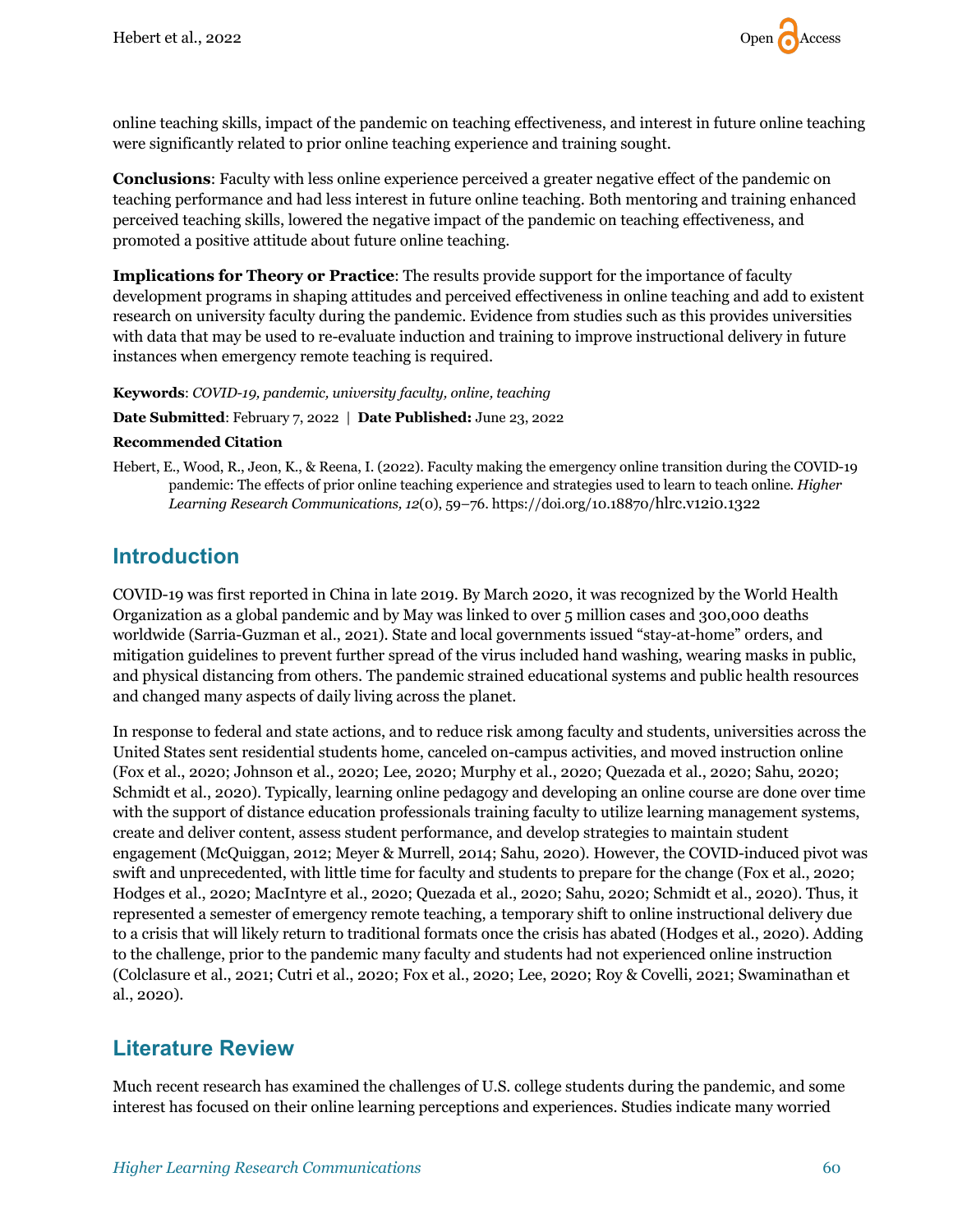online teaching skills, impact of the pandemic on teaching effectiveness, and interest in future online teaching were significantly related to prior online teaching experience and training sought.

**Conclusions**: Faculty with less online experience perceived a greater negative effect of the pandemic on teaching performance and had less interest in future online teaching. Both mentoring and training enhanced perceived teaching skills, lowered the negative impact of the pandemic on teaching effectiveness, and promoted a positive attitude about future online teaching.

**Implications for Theory or Practice**: The results provide support for the importance of faculty development programs in shaping attitudes and perceived effectiveness in online teaching and add to existent research on university faculty during the pandemic. Evidence from studies such as this provides universities with data that may be used to re-evaluate induction and training to improve instructional delivery in future instances when emergency remote teaching is required.

**Keywords**: *COVID-19, pandemic, university faculty, online, teaching*

**Date Submitted**: February 7, 2022 | **Date Published:** June 23, 2022

**Recommended Citation**

Hebert, E., Wood, R., Jeon, K., & Reena, I. (2022). Faculty making the emergency online transition during the COVID-19 pandemic: The effects of prior online teaching experience and strategies used to learn to teach online. *Higher Learning Research Communications, 12*(0), 59–76. https://doi.org/10.18870/hlrc.v12i0.1322

## Introduction

COVID-19 was first reported in China in late 2019. By March 2020, it was recognized by the World Health Organization as a global pandemic and by May was linked to over 5 million cases and 300,000 deaths worldwide (Sarria-Guzman et al., 2021). State and local governments issued "stay-at-home" orders, and mitigation guidelines to prevent further spread of the virus included hand washing, wearing masks in public, and physical distancing from others. The pandemic strained educational systems and public health resources and changed many aspects of daily living across the planet.

In response to federal and state actions, and to reduce risk among faculty and students, universities across the United States sent residential students home, canceled on-campus activities, and moved instruction online (Fox et al., 2020; Johnson et al., 2020; Lee, 2020; Murphy et al., 2020; Quezada et al., 2020; Sahu, 2020; Schmidt et al., 2020). Typically, learning online pedagogy and developing an online course are done over time with the support of distance education professionals training faculty to utilize learning management systems, create and deliver content, assess student performance, and develop strategies to maintain student engagement (McQuiggan, 2012; Meyer & Murrell, 2014; Sahu, 2020). However, the COVID-induced pivot was swift and unprecedented, with little time for faculty and students to prepare for the change (Fox et al., 2020; Hodges et al., 2020; MacIntyre et al., 2020; Quezada et al., 2020; Sahu, 2020; Schmidt et al., 2020). Thus, it represented a semester of emergency remote teaching, a temporary shift to online instructional delivery due to a crisis that will likely return to traditional formats once the crisis has abated (Hodges et al., 2020). Adding to the challenge, prior to the pandemic many faculty and students had not experienced online instruction (Colclasure et al., 2021; Cutri et al., 2020; Fox et al., 2020; Lee, 2020; Roy & Covelli, 2021; Swaminathan et al., 2020).

## Literature Review

Much recent research has examined the challenges of U.S. college students during the pandemic, and some interest has focused on their online learning perceptions and experiences. Studies indicate many worried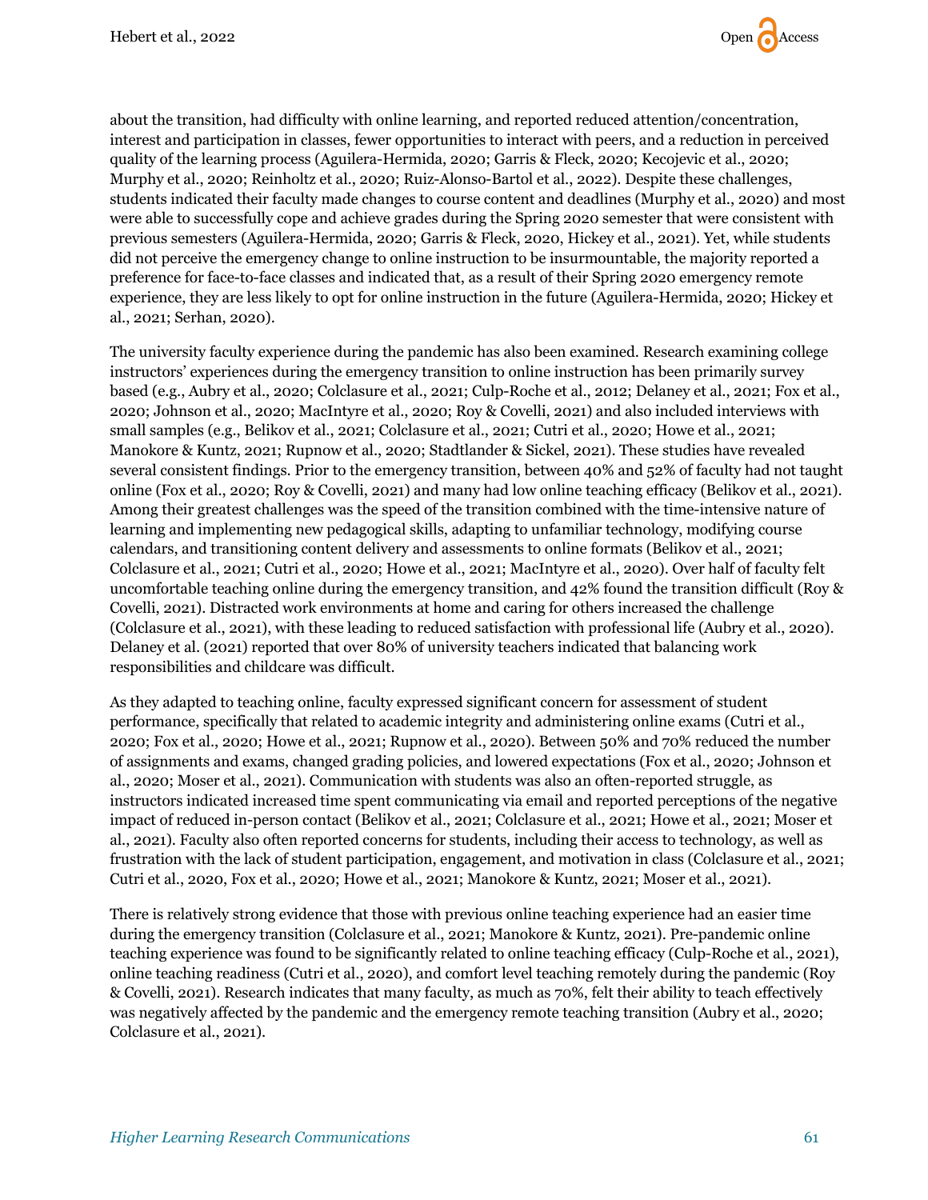about the transition, had difficulty with online learning, and reported reduced attention/concentration, interest and participation in classes, fewer opportunities to interact with peers, and a reduction in perceived quality of the learning process (Aguilera-Hermida, 2020; Garris & Fleck, 2020; Kecojevic et al., 2020; Murphy et al., 2020; Reinholtz et al., 2020; Ruiz-Alonso-Bartol et al., 2022). Despite these challenges, students indicated their faculty made changes to course content and deadlines (Murphy et al., 2020) and most were able to successfully cope and achieve grades during the Spring 2020 semester that were consistent with previous semesters (Aguilera-Hermida, 2020; Garris & Fleck, 2020, Hickey et al., 2021). Yet, while students did not perceive the emergency change to online instruction to be insurmountable, the majority reported a preference for face-to-face classes and indicated that, as a result of their Spring 2020 emergency remote experience, they are less likely to opt for online instruction in the future (Aguilera-Hermida, 2020; Hickey et al., 2021; Serhan, 2020).

The university faculty experience during the pandemic has also been examined. Research examining college instructors' experiences during the emergency transition to online instruction has been primarily survey based (e.g., Aubry et al., 2020; Colclasure et al., 2021; Culp-Roche et al., 2012; Delaney et al., 2021; Fox et al., 2020; Johnson et al., 2020; MacIntyre et al., 2020; Roy & Covelli, 2021) and also included interviews with small samples (e.g., Belikov et al., 2021; Colclasure et al., 2021; Cutri et al., 2020; Howe et al., 2021; Manokore & Kuntz, 2021; Rupnow et al., 2020; Stadtlander & Sickel, 2021). These studies have revealed several consistent findings. Prior to the emergency transition, between 40% and 52% of faculty had not taught online (Fox et al., 2020; Roy & Covelli, 2021) and many had low online teaching efficacy (Belikov et al., 2021). Among their greatest challenges was the speed of the transition combined with the time-intensive nature of learning and implementing new pedagogical skills, adapting to unfamiliar technology, modifying course calendars, and transitioning content delivery and assessments to online formats (Belikov et al., 2021; Colclasure et al., 2021; Cutri et al., 2020; Howe et al., 2021; MacIntyre et al., 2020). Over half of faculty felt uncomfortable teaching online during the emergency transition, and 42% found the transition difficult (Roy & Covelli, 2021). Distracted work environments at home and caring for others increased the challenge (Colclasure et al., 2021), with these leading to reduced satisfaction with professional life (Aubry et al., 2020). Delaney et al. (2021) reported that over 80% of university teachers indicated that balancing work responsibilities and childcare was difficult.

As they adapted to teaching online, faculty expressed significant concern for assessment of student performance, specifically that related to academic integrity and administering online exams (Cutri et al., 2020; Fox et al., 2020; Howe et al., 2021; Rupnow et al., 2020). Between 50% and 70% reduced the number of assignments and exams, changed grading policies, and lowered expectations (Fox et al., 2020; Johnson et al., 2020; Moser et al., 2021). Communication with students was also an often-reported struggle, as instructors indicated increased time spent communicating via email and reported perceptions of the negative impact of reduced in-person contact (Belikov et al., 2021; Colclasure et al., 2021; Howe et al., 2021; Moser et al., 2021). Faculty also often reported concerns for students, including their access to technology, as well as frustration with the lack of student participation, engagement, and motivation in class (Colclasure et al., 2021; Cutri et al., 2020, Fox et al., 2020; Howe et al., 2021; Manokore & Kuntz, 2021; Moser et al., 2021).

There is relatively strong evidence that those with previous online teaching experience had an easier time during the emergency transition (Colclasure et al., 2021; Manokore & Kuntz, 2021). Pre-pandemic online teaching experience was found to be significantly related to online teaching efficacy (Culp-Roche et al., 2021), online teaching readiness (Cutri et al., 2020), and comfort level teaching remotely during the pandemic (Roy & Covelli, 2021). Research indicates that many faculty, as much as 70%, felt their ability to teach effectively was negatively affected by the pandemic and the emergency remote teaching transition (Aubry et al., 2020; Colclasure et al., 2021).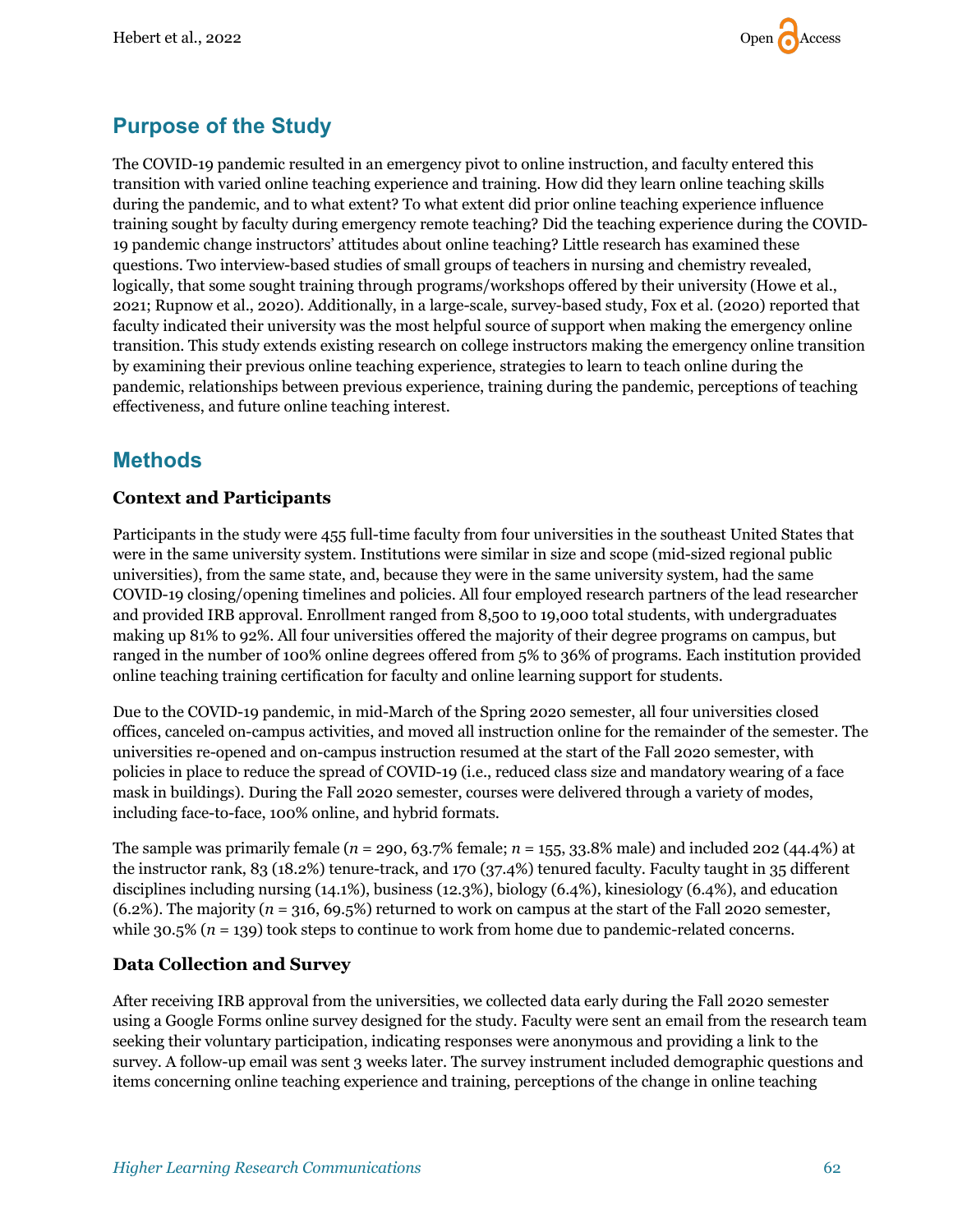## Purpose of the Study

The COVID-19 pandemic resulted in an emergency pivot to online instruction, and faculty entered this transition with varied online teaching experience and training. How did they learn online teaching skills during the pandemic, and to what extent? To what extent did prior online teaching experience influence training sought by faculty during emergency remote teaching? Did the teaching experience during the COVID-19 pandemic change instructors' attitudes about online teaching? Little research has examined these questions. Two interview-based studies of small groups of teachers in nursing and chemistry revealed, logically, that some sought training through programs/workshops offered by their university (Howe et al., 2021; Rupnow et al., 2020). Additionally, in a large-scale, survey-based study, Fox et al. (2020) reported that faculty indicated their university was the most helpful source of support when making the emergency online transition. This study extends existing research on college instructors making the emergency online transition by examining their previous online teaching experience, strategies to learn to teach online during the pandemic, relationships between previous experience, training during the pandemic, perceptions of teaching effectiveness, and future online teaching interest.

## Methods

### Context and Participants

Participants in the study were 455 full-time faculty from four universities in the southeast United States that were in the same university system. Institutions were similar in size and scope (mid-sized regional public universities), from the same state, and, because they were in the same university system, had the same COVID-19 closing/opening timelines and policies. All four employed research partners of the lead researcher and provided IRB approval. Enrollment ranged from 8,500 to 19,000 total students, with undergraduates making up 81% to 92%. All four universities offered the majority of their degree programs on campus, but ranged in the number of 100% online degrees offered from 5% to 36% of programs. Each institution provided online teaching training certification for faculty and online learning support for students.

Due to the COVID-19 pandemic, in mid-March of the Spring 2020 semester, all four universities closed offices, canceled on-campus activities, and moved all instruction online for the remainder of the semester. The universities re-opened and on-campus instruction resumed at the start of the Fall 2020 semester, with policies in place to reduce the spread of COVID-19 (i.e., reduced class size and mandatory wearing of a face mask in buildings). During the Fall 2020 semester, courses were delivered through a variety of modes, including face-to-face, 100% online, and hybrid formats.

The sample was primarily female ($n$ = 290, 63.7% female; $n$ = 155, 33.8% male) and included 202 (44.4%) at the instructor rank, 83 (18.2%) tenure-track, and 170 (37.4%) tenured faculty. Faculty taught in 35 different disciplines including nursing (14.1%), business (12.3%), biology (6.4%), kinesiology (6.4%), and education (6.2%). The majority ($n$ = 316, 69.5%) returned to work on campus at the start of the Fall 2020 semester, while 30.5% ($n$ = 139) took steps to continue to work from home due to pandemic-related concerns.

### Data Collection and Survey

After receiving IRB approval from the universities, we collected data early during the Fall 2020 semester using a Google Forms online survey designed for the study. Faculty were sent an email from the research team seeking their voluntary participation, indicating responses were anonymous and providing a link to the survey. A follow-up email was sent 3 weeks later. The survey instrument included demographic questions and items concerning online teaching experience and training, perceptions of the change in online teaching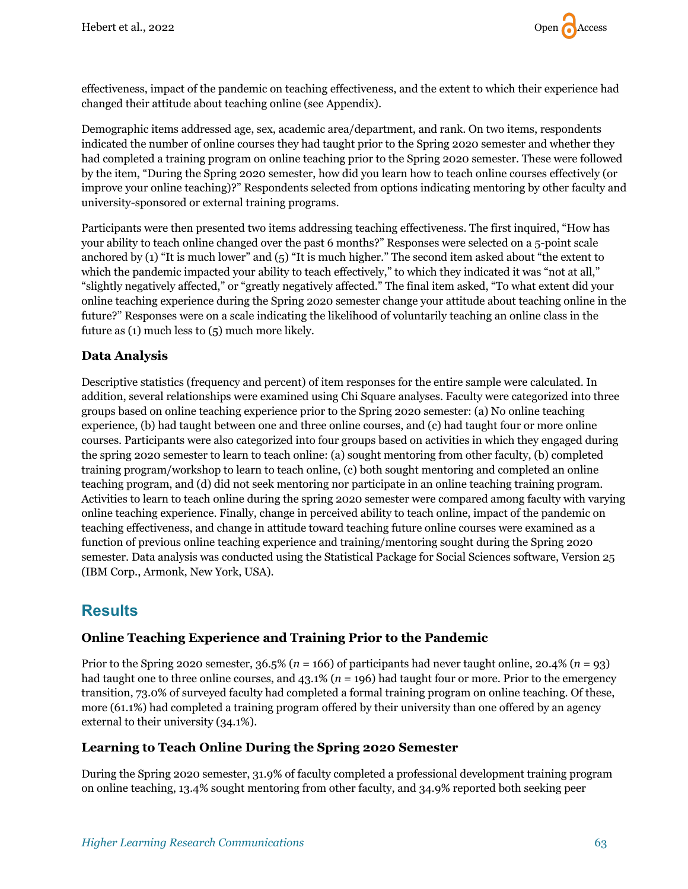effectiveness, impact of the pandemic on teaching effectiveness, and the extent to which their experience had changed their attitude about teaching online (see Appendix).

Demographic items addressed age, sex, academic area/department, and rank. On two items, respondents indicated the number of online courses they had taught prior to the Spring 2020 semester and whether they had completed a training program on online teaching prior to the Spring 2020 semester. These were followed by the item, "During the Spring 2020 semester, how did you learn how to teach online courses effectively (or improve your online teaching)?" Respondents selected from options indicating mentoring by other faculty and university-sponsored or external training programs.

Participants were then presented two items addressing teaching effectiveness. The first inquired, "How has your ability to teach online changed over the past 6 months?" Responses were selected on a 5-point scale anchored by (1) "It is much lower" and (5) "It is much higher." The second item asked about "the extent to which the pandemic impacted your ability to teach effectively," to which they indicated it was "not at all," "slightly negatively affected," or "greatly negatively affected." The final item asked, "To what extent did your online teaching experience during the Spring 2020 semester change your attitude about teaching online in the future?" Responses were on a scale indicating the likelihood of voluntarily teaching an online class in the future as (1) much less to (5) much more likely.

### Data Analysis

Descriptive statistics (frequency and percent) of item responses for the entire sample were calculated. In addition, several relationships were examined using Chi Square analyses. Faculty were categorized into three groups based on online teaching experience prior to the Spring 2020 semester: (a) No online teaching experience, (b) had taught between one and three online courses, and (c) had taught four or more online courses. Participants were also categorized into four groups based on activities in which they engaged during the spring 2020 semester to learn to teach online: (a) sought mentoring from other faculty, (b) completed training program/workshop to learn to teach online, (c) both sought mentoring and completed an online teaching program, and (d) did not seek mentoring nor participate in an online teaching training program. Activities to learn to teach online during the spring 2020 semester were compared among faculty with varying online teaching experience. Finally, change in perceived ability to teach online, impact of the pandemic on teaching effectiveness, and change in attitude toward teaching future online courses were examined as a function of previous online teaching experience and training/mentoring sought during the Spring 2020 semester. Data analysis was conducted using the Statistical Package for Social Sciences software, Version 25 (IBM Corp., Armonk, New York, USA).

## Results

### Online Teaching Experience and Training Prior to the Pandemic

Prior to the Spring 2020 semester, 36.5% ($n$ = 166) of participants had never taught online, 20.4% ($n$ = 93) had taught one to three online courses, and 43.1% ($n$ = 196) had taught four or more. Prior to the emergency transition, 73.0% of surveyed faculty had completed a formal training program on online teaching. Of these, more (61.1%) had completed a training program offered by their university than one offered by an agency external to their university (34.1%).

### Learning to Teach Online During the Spring 2020 Semester

During the Spring 2020 semester, 31.9% of faculty completed a professional development training program on online teaching, 13.4% sought mentoring from other faculty, and 34.9% reported both seeking peer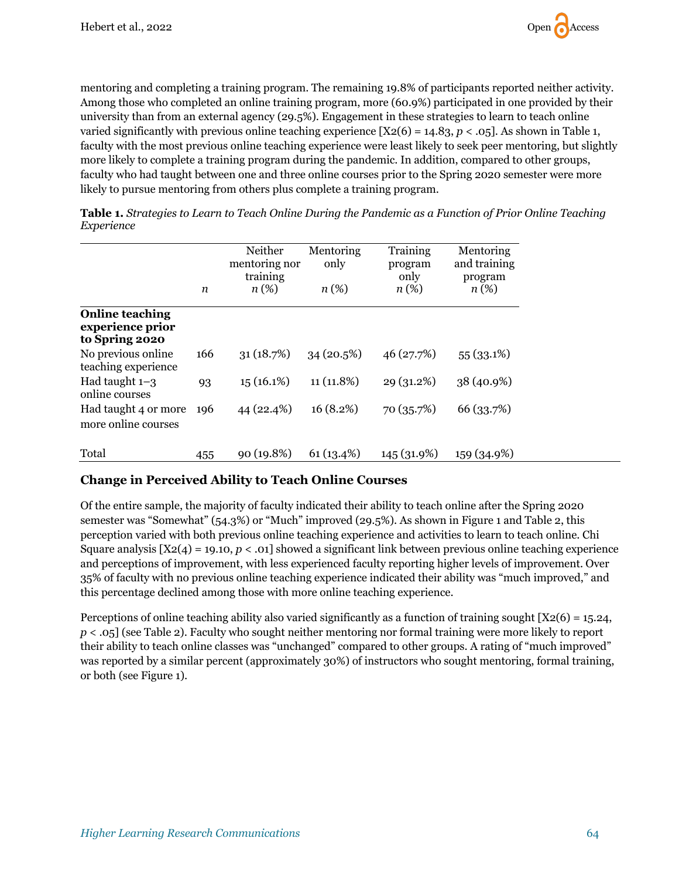mentoring and completing a training program. The remaining 19.8% of participants reported neither activity. Among those who completed an online training program, more (60.9%) participated in one provided by their university than from an external agency (29.5%). Engagement in these strategies to learn to teach online varied significantly with previous online teaching experience [X2(6) = 14.83, *p* < .05]. As shown in Table 1, faculty with the most previous online teaching experience were least likely to seek peer mentoring, but slightly more likely to complete a training program during the pandemic. In addition, compared to other groups, faculty who had taught between one and three online courses prior to the Spring 2020 semester were more likely to pursue mentoring from others plus complete a training program.

**Table 1.** *Strategies to Learn to Teach Online During the Pandemic as a Function of Prior Online Teaching Experience*

| | *n* | Neither mentoring nor training *n* (%) | Mentoring only *n* (%) | Training program only *n* (%) | Mentoring and training program *n* (%) |
|---|---|---|---|---|---|
| **Online teaching experience prior to Spring 2020** | | | | | |
| No previous online teaching experience | 166 | 31 (18.7%) | 34 (20.5%) | 46 (27.7%) | 55 (33.1%) |
| Had taught 1–3 online courses | 93 | 15 (16.1%) | 11 (11.8%) | 29 (31.2%) | 38 (40.9%) |
| Had taught 4 or more more online courses | 196 | 44 (22.4%) | 16 (8.2%) | 70 (35.7%) | 66 (33.7%) |
| Total | 455 | 90 (19.8%) | 61 (13.4%) | 145 (31.9%) | 159 (34.9%) |

### Change in Perceived Ability to Teach Online Courses

Of the entire sample, the majority of faculty indicated their ability to teach online after the Spring 2020 semester was "Somewhat" (54.3%) or "Much" improved (29.5%). As shown in Figure 1 and Table 2, this perception varied with both previous online teaching experience and activities to learn to teach online. Chi Square analysis [X2(4) = 19.10, *p* < .01] showed a significant link between previous online teaching experience and perceptions of improvement, with less experienced faculty reporting higher levels of improvement. Over 35% of faculty with no previous online teaching experience indicated their ability was "much improved," and this percentage declined among those with more online teaching experience.

Perceptions of online teaching ability also varied significantly as a function of training sought [X2(6) = 15.24, *p* < .05] (see Table 2). Faculty who sought neither mentoring nor formal training were more likely to report their ability to teach online classes was "unchanged" compared to other groups. A rating of "much improved" was reported by a similar percent (approximately 30%) of instructors who sought mentoring, formal training, or both (see Figure 1).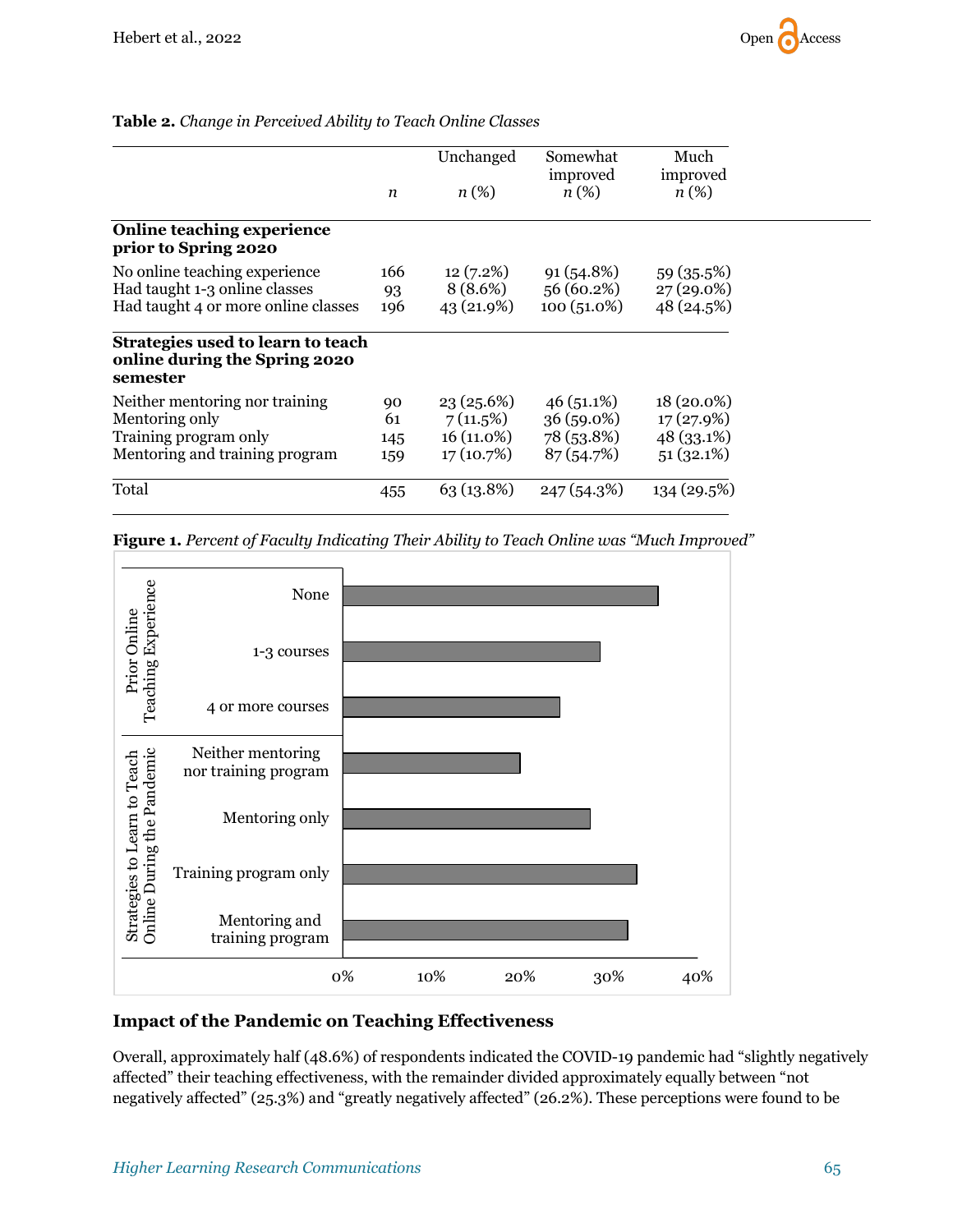**Table 2.** *Change in Perceived Ability to Teach Online Classes*

| | *n* | Unchanged *n* (%) | Somewhat improved *n* (%) | Much improved *n* (%) |
|---|---|---|---|---|
| **Online teaching experience prior to Spring 2020** | | | | |
| No online teaching experience | 166 | 12 (7.2%) | 91 (54.8%) | 59 (35.5%) |
| Had taught 1-3 online classes | 93 | 8 (8.6%) | 56 (60.2%) | 27 (29.0%) |
| Had taught 4 or more online classes | 196 | 43 (21.9%) | 100 (51.0%) | 48 (24.5%) |
| **Strategies used to learn to teach online during the Spring 2020 semester** | | | | |
| Neither mentoring nor training | 90 | 23 (25.6%) | 46 (51.1%) | 18 (20.0%) |
| Mentoring only | 61 | 7 (11.5%) | 36 (59.0%) | 17 (27.9%) |
| Training program only | 145 | 16 (11.0%) | 78 (53.8%) | 48 (33.1%) |
| Mentoring and training program | 159 | 17 (10.7%) | 87 (54.7%) | 51 (32.1%) |
| Total | 455 | 63 (13.8%) | 247 (54.3%) | 134 (29.5%) |

**Figure 1.** *Percent of Faculty Indicating Their Ability to Teach Online was "Much Improved"*

## Impact of the Pandemic on Teaching Effectiveness

Overall, approximately half (48.6%) of respondents indicated the COVID-19 pandemic had "slightly negatively affected" their teaching effectiveness, with the remainder divided approximately equally between "not negatively affected" (25.3%) and "greatly negatively affected" (26.2%). These perceptions were found to be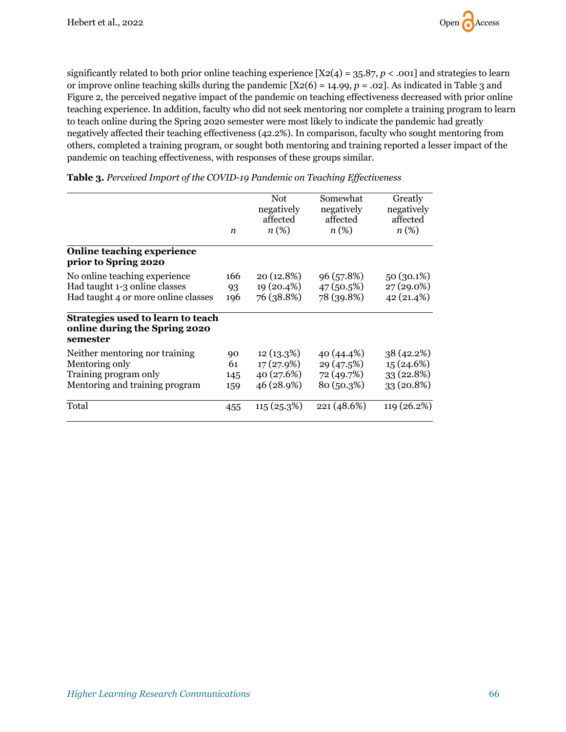significantly related to both prior online teaching experience [$X2(4) = 35.87$, $p < .001$] and strategies to learn or improve online teaching skills during the pandemic [$X2(6) = 14.99$, $p = .02$]. As indicated in Table 3 and Figure 2, the perceived negative impact of the pandemic on teaching effectiveness decreased with prior online teaching experience. In addition, faculty who did not seek mentoring nor complete a training program to learn to teach online during the Spring 2020 semester were most likely to indicate the pandemic had greatly negatively affected their teaching effectiveness (42.2%). In comparison, faculty who sought mentoring from others, completed a training program, or sought both mentoring and training reported a lesser impact of the pandemic on teaching effectiveness, with responses of these groups similar.

**Table 3.** *Perceived Import of the COVID-19 Pandemic on Teaching Effectiveness*

| | *n* | Not negatively affected *n* (%) | Somewhat negatively affected *n* (%) | Greatly negatively affected *n* (%) |
|---|---|---|---|---|
| **Online teaching experience prior to Spring 2020** | | | | |
| No online teaching experience | 166 | 20 (12.8%) | 96 (57.8%) | 50 (30.1%) |
| Had taught 1-3 online classes | 93 | 19 (20.4%) | 47 (50.5%) | 27 (29.0%) |
| Had taught 4 or more online classes | 196 | 76 (38.8%) | 78 (39.8%) | 42 (21.4%) |
| **Strategies used to learn to teach online during the Spring 2020 semester** | | | | |
| Neither mentoring nor training | 90 | 12 (13.3%) | 40 (44.4%) | 38 (42.2%) |
| Mentoring only | 61 | 17 (27.9%) | 29 (47.5%) | 15 (24.6%) |
| Training program only | 145 | 40 (27.6%) | 72 (49.7%) | 33 (22.8%) |
| Mentoring and training program | 159 | 46 (28.9%) | 80 (50.3%) | 33 (20.8%) |
| Total | 455 | 115 (25.3%) | 221 (48.6%) | 119 (26.2%) |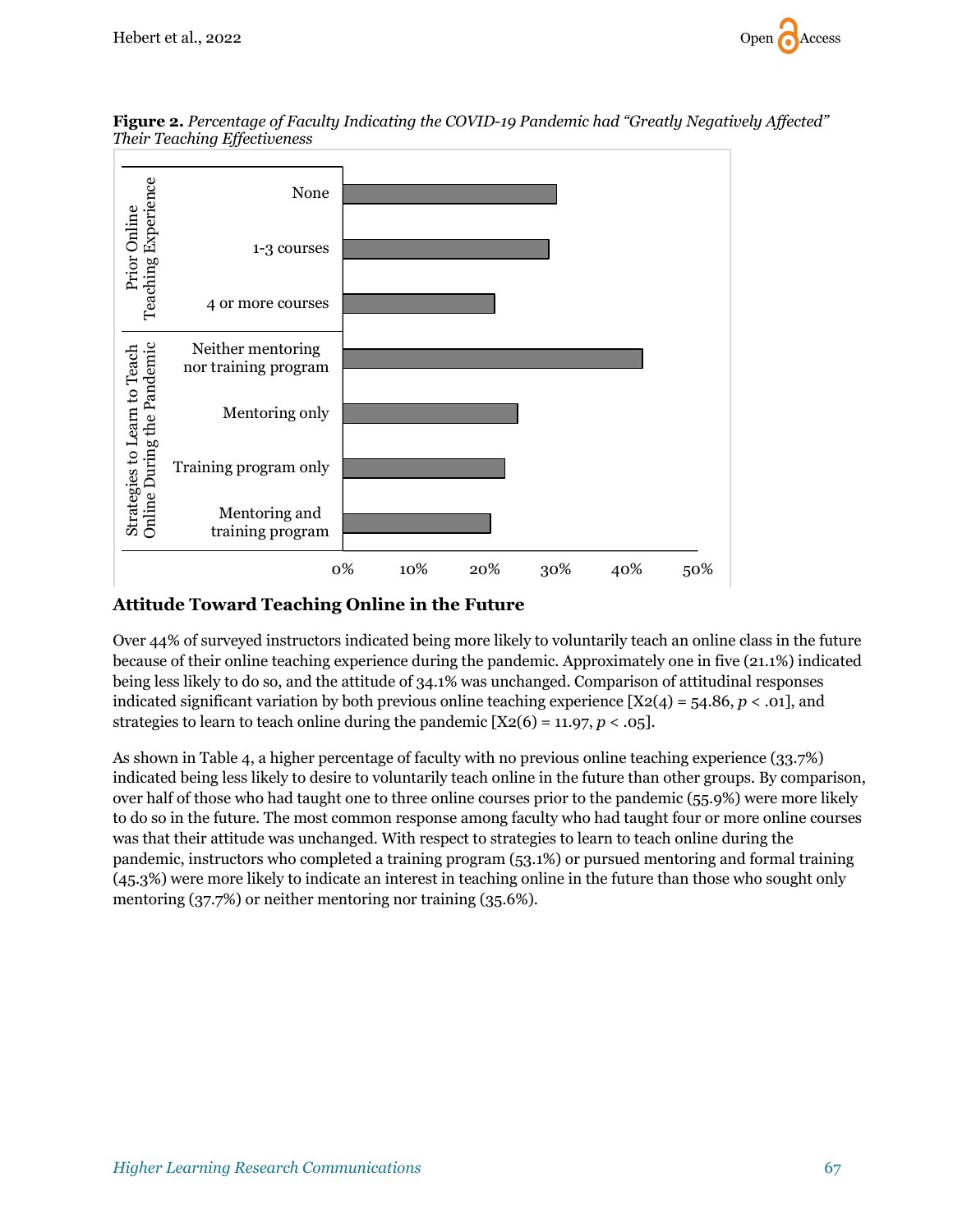**Figure 2.** *Percentage of Faculty Indicating the COVID-19 Pandemic had "Greatly Negatively Affected" Their Teaching Effectiveness*

### Attitude Toward Teaching Online in the Future

Over 44% of surveyed instructors indicated being more likely to voluntarily teach an online class in the future because of their online teaching experience during the pandemic. Approximately one in five (21.1%) indicated being less likely to do so, and the attitude of 34.1% was unchanged. Comparison of attitudinal responses indicated significant variation by both previous online teaching experience [X2(4) = 54.86, $p < .01$], and strategies to learn to teach online during the pandemic [X2(6) = 11.97, $p < .05$].

As shown in Table 4, a higher percentage of faculty with no previous online teaching experience (33.7%) indicated being less likely to desire to voluntarily teach online in the future than other groups. By comparison, over half of those who had taught one to three online courses prior to the pandemic (55.9%) were more likely to do so in the future. The most common response among faculty who had taught four or more online courses was that their attitude was unchanged. With respect to strategies to learn to teach online during the pandemic, instructors who completed a training program (53.1%) or pursued mentoring and formal training (45.3%) were more likely to indicate an interest in teaching online in the future than those who sought only mentoring (37.7%) or neither mentoring nor training (35.6%).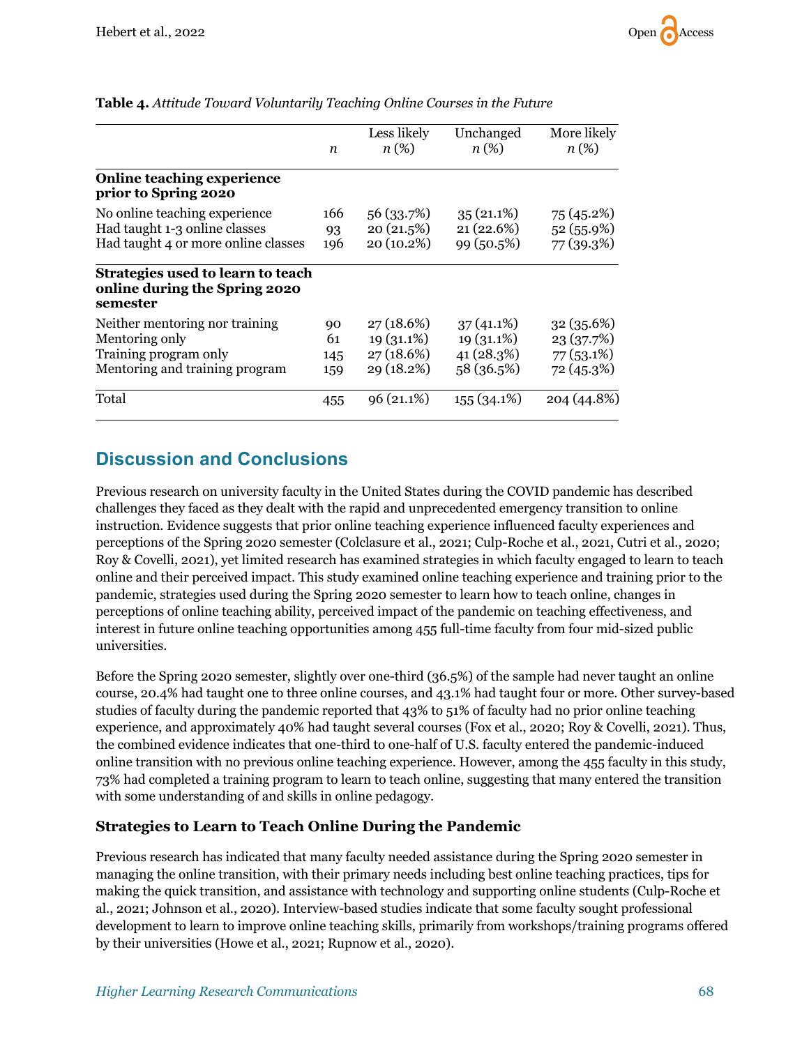**Table 4.** *Attitude Toward Voluntarily Teaching Online Courses in the Future*

| | *n* | Less likely *n* (%) | Unchanged *n* (%) | More likely *n* (%) |
|---|---|---|---|---|
| **Online teaching experience prior to Spring 2020** | | | | |
| No online teaching experience | 166 | 56 (33.7%) | 35 (21.1%) | 75 (45.2%) |
| Had taught 1-3 online classes | 93 | 20 (21.5%) | 21 (22.6%) | 52 (55.9%) |
| Had taught 4 or more online classes | 196 | 20 (10.2%) | 99 (50.5%) | 77 (39.3%) |
| **Strategies used to learn to teach online during the Spring 2020 semester** | | | | |
| Neither mentoring nor training | 90 | 27 (18.6%) | 37 (41.1%) | 32 (35.6%) |
| Mentoring only | 61 | 19 (31.1%) | 19 (31.1%) | 23 (37.7%) |
| Training program only | 145 | 27 (18.6%) | 41 (28.3%) | 77 (53.1%) |
| Mentoring and training program | 159 | 29 (18.2%) | 58 (36.5%) | 72 (45.3%) |
| Total | 455 | 96 (21.1%) | 155 (34.1%) | 204 (44.8%) |

## Discussion and Conclusions

Previous research on university faculty in the United States during the COVID pandemic has described challenges they faced as they dealt with the rapid and unprecedented emergency transition to online instruction. Evidence suggests that prior online teaching experience influenced faculty experiences and perceptions of the Spring 2020 semester (Colclasure et al., 2021; Culp-Roche et al., 2021, Cutri et al., 2020; Roy & Covelli, 2021), yet limited research has examined strategies in which faculty engaged to learn to teach online and their perceived impact. This study examined online teaching experience and training prior to the pandemic, strategies used during the Spring 2020 semester to learn how to teach online, changes in perceptions of online teaching ability, perceived impact of the pandemic on teaching effectiveness, and interest in future online teaching opportunities among 455 full-time faculty from four mid-sized public universities.

Before the Spring 2020 semester, slightly over one-third (36.5%) of the sample had never taught an online course, 20.4% had taught one to three online courses, and 43.1% had taught four or more. Other survey-based studies of faculty during the pandemic reported that 43% to 51% of faculty had no prior online teaching experience, and approximately 40% had taught several courses (Fox et al., 2020; Roy & Covelli, 2021). Thus, the combined evidence indicates that one-third to one-half of U.S. faculty entered the pandemic-induced online transition with no previous online teaching experience. However, among the 455 faculty in this study, 73% had completed a training program to learn to teach online, suggesting that many entered the transition with some understanding of and skills in online pedagogy.

### Strategies to Learn to Teach Online During the Pandemic

Previous research has indicated that many faculty needed assistance during the Spring 2020 semester in managing the online transition, with their primary needs including best online teaching practices, tips for making the quick transition, and assistance with technology and supporting online students (Culp-Roche et al., 2021; Johnson et al., 2020). Interview-based studies indicate that some faculty sought professional development to learn to improve online teaching skills, primarily from workshops/training programs offered by their universities (Howe et al., 2021; Rupnow et al., 2020).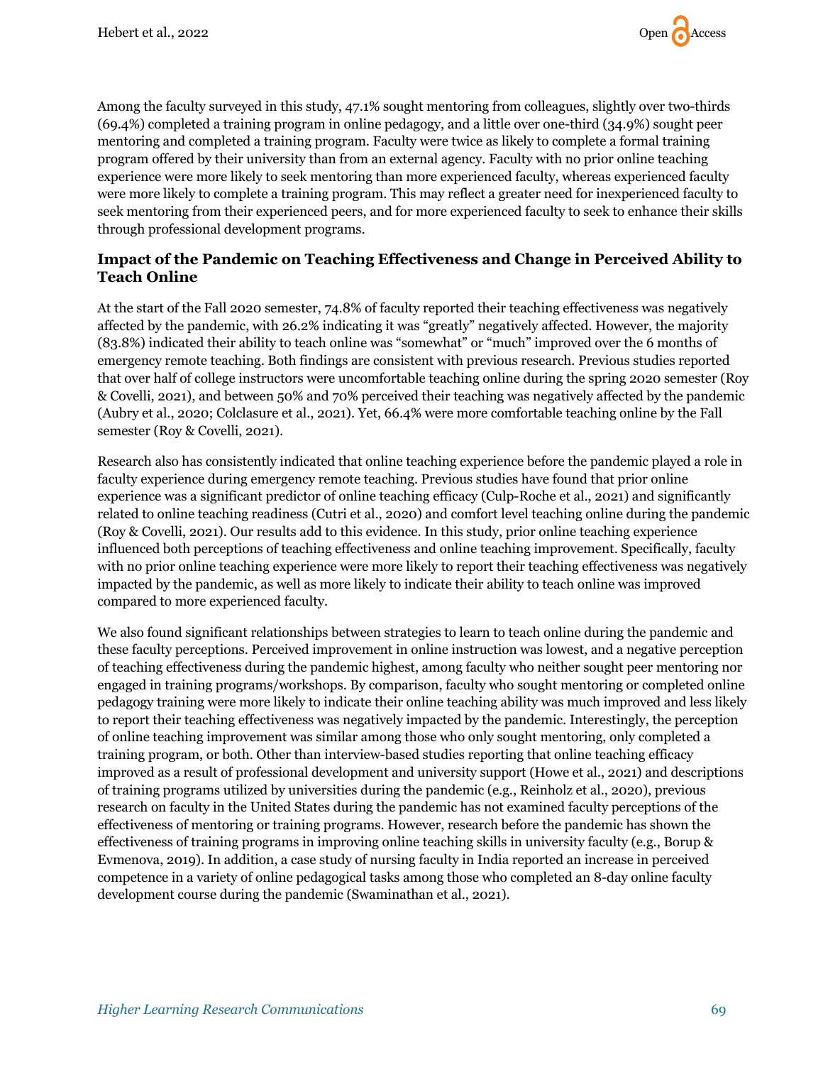Among the faculty surveyed in this study, 47.1% sought mentoring from colleagues, slightly over two-thirds (69.4%) completed a training program in online pedagogy, and a little over one-third (34.9%) sought peer mentoring and completed a training program. Faculty were twice as likely to complete a formal training program offered by their university than from an external agency. Faculty with no prior online teaching experience were more likely to seek mentoring than more experienced faculty, whereas experienced faculty were more likely to complete a training program. This may reflect a greater need for inexperienced faculty to seek mentoring from their experienced peers, and for more experienced faculty to seek to enhance their skills through professional development programs.

### Impact of the Pandemic on Teaching Effectiveness and Change in Perceived Ability to Teach Online

At the start of the Fall 2020 semester, 74.8% of faculty reported their teaching effectiveness was negatively affected by the pandemic, with 26.2% indicating it was "greatly" negatively affected. However, the majority (83.8%) indicated their ability to teach online was "somewhat" or "much" improved over the 6 months of emergency remote teaching. Both findings are consistent with previous research. Previous studies reported that over half of college instructors were uncomfortable teaching online during the spring 2020 semester (Roy & Covelli, 2021), and between 50% and 70% perceived their teaching was negatively affected by the pandemic (Aubry et al., 2020; Colclasure et al., 2021). Yet, 66.4% were more comfortable teaching online by the Fall semester (Roy & Covelli, 2021).

Research also has consistently indicated that online teaching experience before the pandemic played a role in faculty experience during emergency remote teaching. Previous studies have found that prior online experience was a significant predictor of online teaching efficacy (Culp-Roche et al., 2021) and significantly related to online teaching readiness (Cutri et al., 2020) and comfort level teaching online during the pandemic (Roy & Covelli, 2021). Our results add to this evidence. In this study, prior online teaching experience influenced both perceptions of teaching effectiveness and online teaching improvement. Specifically, faculty with no prior online teaching experience were more likely to report their teaching effectiveness was negatively impacted by the pandemic, as well as more likely to indicate their ability to teach online was improved compared to more experienced faculty.

We also found significant relationships between strategies to learn to teach online during the pandemic and these faculty perceptions. Perceived improvement in online instruction was lowest, and a negative perception of teaching effectiveness during the pandemic highest, among faculty who neither sought peer mentoring nor engaged in training programs/workshops. By comparison, faculty who sought mentoring or completed online pedagogy training were more likely to indicate their online teaching ability was much improved and less likely to report their teaching effectiveness was negatively impacted by the pandemic. Interestingly, the perception of online teaching improvement was similar among those who only sought mentoring, only completed a training program, or both. Other than interview-based studies reporting that online teaching efficacy improved as a result of professional development and university support (Howe et al., 2021) and descriptions of training programs utilized by universities during the pandemic (e.g., Reinholz et al., 2020), previous research on faculty in the United States during the pandemic has not examined faculty perceptions of the effectiveness of mentoring or training programs. However, research before the pandemic has shown the effectiveness of training programs in improving online teaching skills in university faculty (e.g., Borup & Evmenova, 2019). In addition, a case study of nursing faculty in India reported an increase in perceived competence in a variety of online pedagogical tasks among those who completed an 8-day online faculty development course during the pandemic (Swaminathan et al., 2021).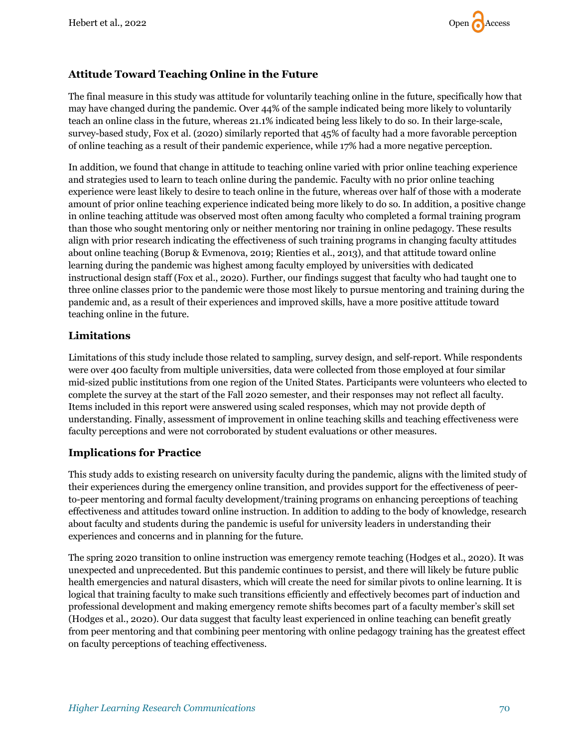### Attitude Toward Teaching Online in the Future

The final measure in this study was attitude for voluntarily teaching online in the future, specifically how that may have changed during the pandemic. Over 44% of the sample indicated being more likely to voluntarily teach an online class in the future, whereas 21.1% indicated being less likely to do so. In their large-scale, survey-based study, Fox et al. (2020) similarly reported that 45% of faculty had a more favorable perception of online teaching as a result of their pandemic experience, while 17% had a more negative perception.

In addition, we found that change in attitude to teaching online varied with prior online teaching experience and strategies used to learn to teach online during the pandemic. Faculty with no prior online teaching experience were least likely to desire to teach online in the future, whereas over half of those with a moderate amount of prior online teaching experience indicated being more likely to do so. In addition, a positive change in online teaching attitude was observed most often among faculty who completed a formal training program than those who sought mentoring only or neither mentoring nor training in online pedagogy. These results align with prior research indicating the effectiveness of such training programs in changing faculty attitudes about online teaching (Borup & Evmenova, 2019; Rienties et al., 2013), and that attitude toward online learning during the pandemic was highest among faculty employed by universities with dedicated instructional design staff (Fox et al., 2020). Further, our findings suggest that faculty who had taught one to three online classes prior to the pandemic were those most likely to pursue mentoring and training during the pandemic and, as a result of their experiences and improved skills, have a more positive attitude toward teaching online in the future.

### Limitations

Limitations of this study include those related to sampling, survey design, and self-report. While respondents were over 400 faculty from multiple universities, data were collected from those employed at four similar mid-sized public institutions from one region of the United States. Participants were volunteers who elected to complete the survey at the start of the Fall 2020 semester, and their responses may not reflect all faculty. Items included in this report were answered using scaled responses, which may not provide depth of understanding. Finally, assessment of improvement in online teaching skills and teaching effectiveness were faculty perceptions and were not corroborated by student evaluations or other measures.

### Implications for Practice

This study adds to existing research on university faculty during the pandemic, aligns with the limited study of their experiences during the emergency online transition, and provides support for the effectiveness of peer-to-peer mentoring and formal faculty development/training programs on enhancing perceptions of teaching effectiveness and attitudes toward online instruction. In addition to adding to the body of knowledge, research about faculty and students during the pandemic is useful for university leaders in understanding their experiences and concerns and in planning for the future.

The spring 2020 transition to online instruction was emergency remote teaching (Hodges et al., 2020). It was unexpected and unprecedented. But this pandemic continues to persist, and there will likely be future public health emergencies and natural disasters, which will create the need for similar pivots to online learning. It is logical that training faculty to make such transitions efficiently and effectively becomes part of induction and professional development and making emergency remote shifts becomes part of a faculty member's skill set (Hodges et al., 2020). Our data suggest that faculty least experienced in online teaching can benefit greatly from peer mentoring and that combining peer mentoring with online pedagogy training has the greatest effect on faculty perceptions of teaching effectiveness.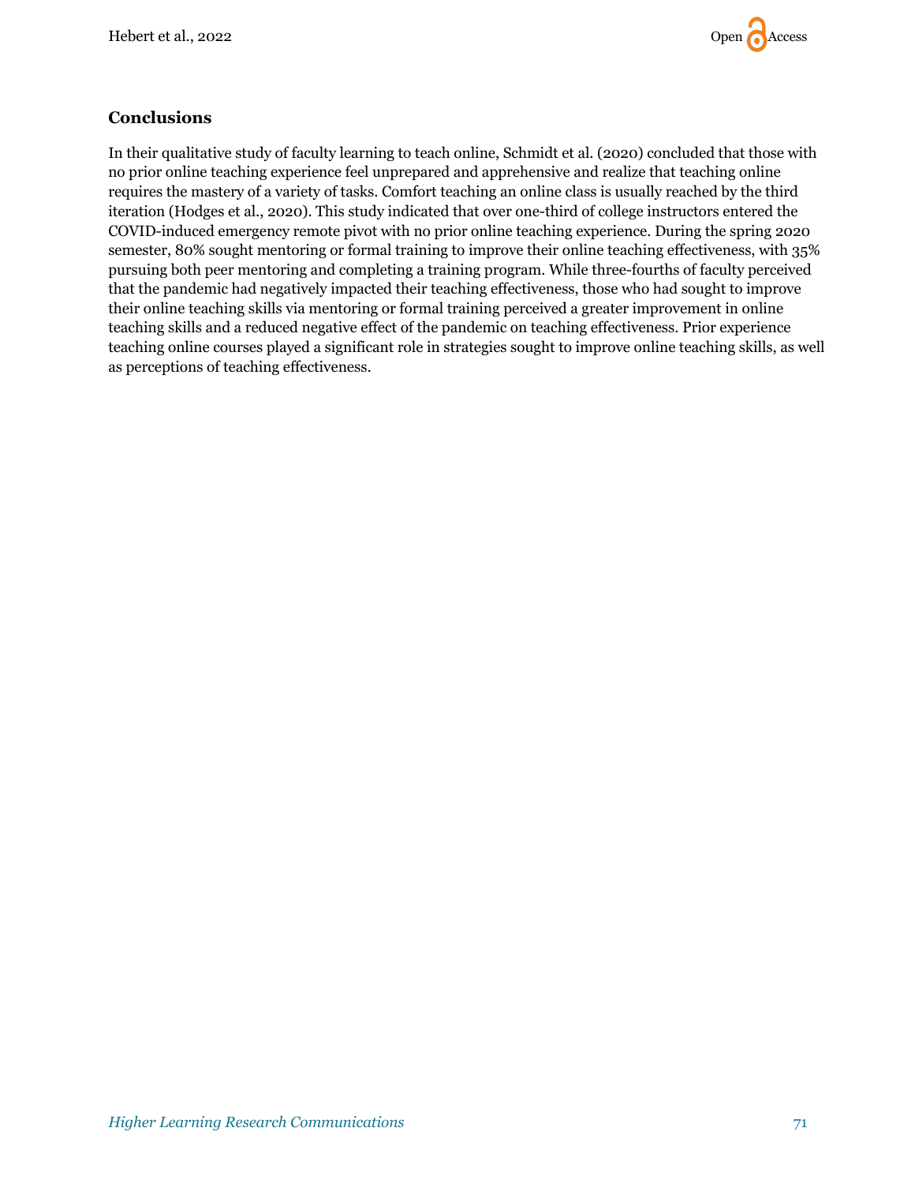## Conclusions

In their qualitative study of faculty learning to teach online, Schmidt et al. (2020) concluded that those with no prior online teaching experience feel unprepared and apprehensive and realize that teaching online requires the mastery of a variety of tasks. Comfort teaching an online class is usually reached by the third iteration (Hodges et al., 2020). This study indicated that over one-third of college instructors entered the COVID-induced emergency remote pivot with no prior online teaching experience. During the spring 2020 semester, 80% sought mentoring or formal training to improve their online teaching effectiveness, with 35% pursuing both peer mentoring and completing a training program. While three-fourths of faculty perceived that the pandemic had negatively impacted their teaching effectiveness, those who had sought to improve their online teaching skills via mentoring or formal training perceived a greater improvement in online teaching skills and a reduced negative effect of the pandemic on teaching effectiveness. Prior experience teaching online courses played a significant role in strategies sought to improve online teaching skills, as well as perceptions of teaching effectiveness.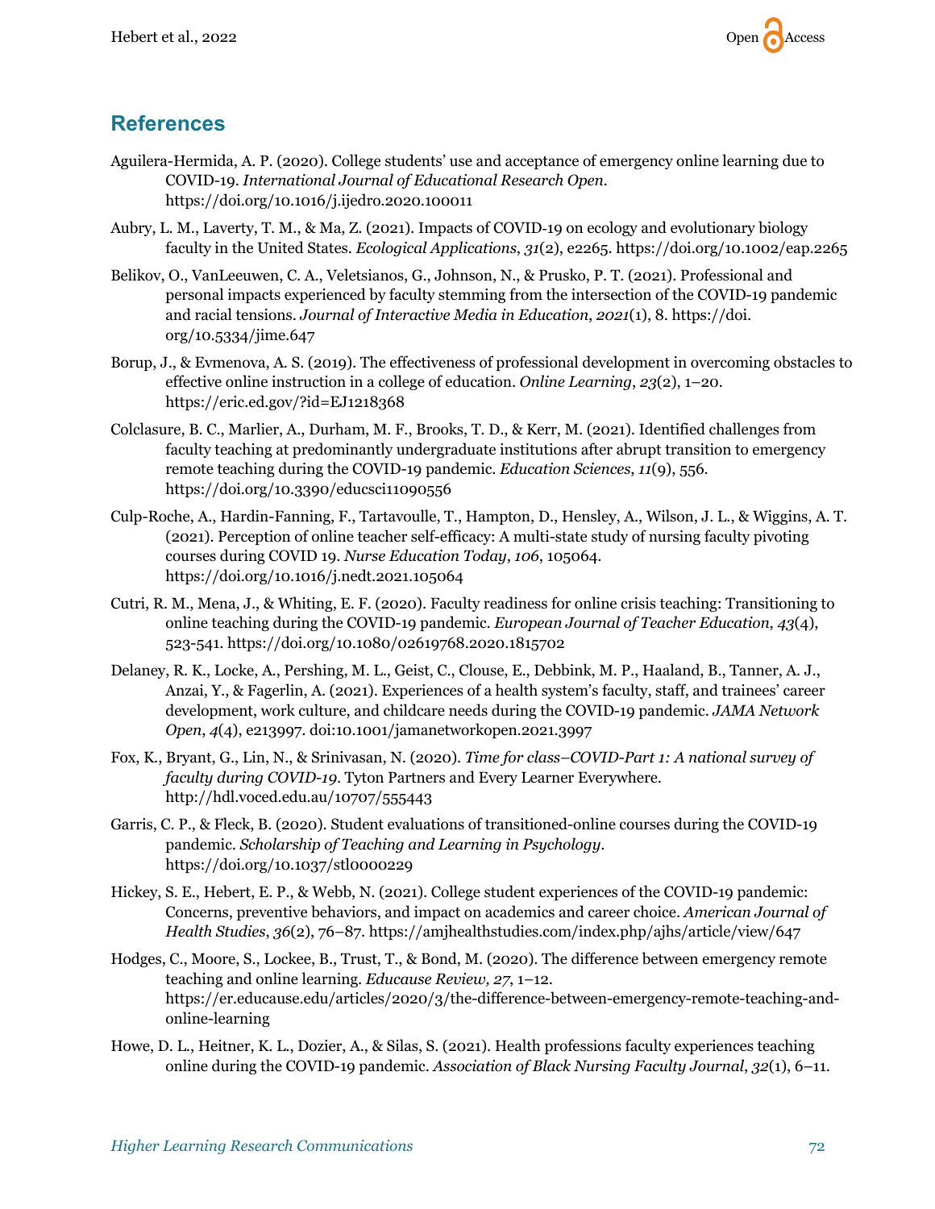## References

Aguilera-Hermida, A. P. (2020). College students' use and acceptance of emergency online learning due to COVID-19. *International Journal of Educational Research Open*. https://doi.org/10.1016/j.ijedro.2020.100011

Aubry, L. M., Laverty, T. M., & Ma, Z. (2021). Impacts of COVID-19 on ecology and evolutionary biology faculty in the United States. *Ecological Applications*, *31*(2), e2265. https://doi.org/10.1002/eap.2265

Belikov, O., VanLeeuwen, C. A., Veletsianos, G., Johnson, N., & Prusko, P. T. (2021). Professional and personal impacts experienced by faculty stemming from the intersection of the COVID-19 pandemic and racial tensions. *Journal of Interactive Media in Education*, *2021*(1), 8. https://doi.org/10.5334/jime.647

Borup, J., & Evmenova, A. S. (2019). The effectiveness of professional development in overcoming obstacles to effective online instruction in a college of education. *Online Learning*, *23*(2), 1–20. https://eric.ed.gov/?id=EJ1218368

Colclasure, B. C., Marlier, A., Durham, M. F., Brooks, T. D., & Kerr, M. (2021). Identified challenges from faculty teaching at predominantly undergraduate institutions after abrupt transition to emergency remote teaching during the COVID-19 pandemic. *Education Sciences, 11*(9), 556. https://doi.org/10.3390/educsci11090556

Culp-Roche, A., Hardin-Fanning, F., Tartavoulle, T., Hampton, D., Hensley, A., Wilson, J. L., & Wiggins, A. T. (2021). Perception of online teacher self-efficacy: A multi-state study of nursing faculty pivoting courses during COVID 19. *Nurse Education Today*, *106*, 105064. https://doi.org/10.1016/j.nedt.2021.105064

Cutri, R. M., Mena, J., & Whiting, E. F. (2020). Faculty readiness for online crisis teaching: Transitioning to online teaching during the COVID-19 pandemic. *European Journal of Teacher Education*, *43*(4), 523-541. https://doi.org/10.1080/02619768.2020.1815702

Delaney, R. K., Locke, A., Pershing, M. L., Geist, C., Clouse, E., Debbink, M. P., Haaland, B., Tanner, A. J., Anzai, Y., & Fagerlin, A. (2021). Experiences of a health system's faculty, staff, and trainees' career development, work culture, and childcare needs during the COVID-19 pandemic. *JAMA Network Open*, *4*(4), e213997. doi:10.1001/jamanetworkopen.2021.3997

Fox, K., Bryant, G., Lin, N., & Srinivasan, N. (2020). *Time for class–COVID-Part 1: A national survey of faculty during COVID-19*. Tyton Partners and Every Learner Everywhere. http://hdl.voced.edu.au/10707/555443

Garris, C. P., & Fleck, B. (2020). Student evaluations of transitioned-online courses during the COVID-19 pandemic. *Scholarship of Teaching and Learning in Psychology*. https://doi.org/10.1037/stl0000229

Hickey, S. E., Hebert, E. P., & Webb, N. (2021). College student experiences of the COVID-19 pandemic: Concerns, preventive behaviors, and impact on academics and career choice. *American Journal of Health Studies*, *36*(2), 76–87. https://amjhealthstudies.com/index.php/ajhs/article/view/647

Hodges, C., Moore, S., Lockee, B., Trust, T., & Bond, M. (2020). The difference between emergency remote teaching and online learning. *Educause Review, 27*, 1–12. https://er.educause.edu/articles/2020/3/the-difference-between-emergency-remote-teaching-and-online-learning

Howe, D. L., Heitner, K. L., Dozier, A., & Silas, S. (2021). Health professions faculty experiences teaching online during the COVID-19 pandemic. *Association of Black Nursing Faculty Journal*, *32*(1), 6–11.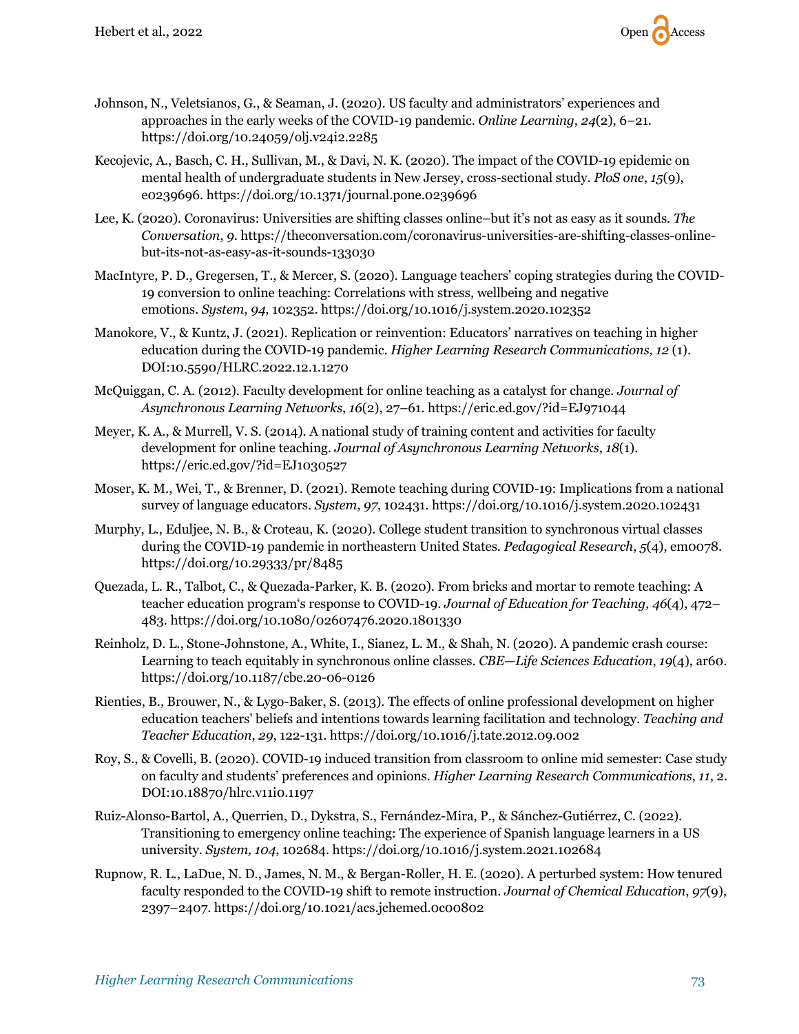Johnson, N., Veletsianos, G., & Seaman, J. (2020). US faculty and administrators' experiences and approaches in the early weeks of the COVID-19 pandemic. *Online Learning*, *24*(2), 6–21. https://doi.org/10.24059/olj.v24i2.2285

Kecojevic, A., Basch, C. H., Sullivan, M., & Davi, N. K. (2020). The impact of the COVID-19 epidemic on mental health of undergraduate students in New Jersey, cross-sectional study. *PloS one*, *15*(9), e0239696. https://doi.org/10.1371/journal.pone.0239696

Lee, K. (2020). Coronavirus: Universities are shifting classes online–but it's not as easy as it sounds. *The Conversation*, *9*. https://theconversation.com/coronavirus-universities-are-shifting-classes-online-but-its-not-as-easy-as-it-sounds-133030

MacIntyre, P. D., Gregersen, T., & Mercer, S. (2020). Language teachers' coping strategies during the COVID-19 conversion to online teaching: Correlations with stress, wellbeing and negative emotions. *System*, *94*, 102352. https://doi.org/10.1016/j.system.2020.102352

Manokore, V., & Kuntz, J. (2021). Replication or reinvention: Educators' narratives on teaching in higher education during the COVID-19 pandemic. *Higher Learning Research Communications, 12* (1). DOI:10.5590/HLRC.2022.12.1.1270

McQuiggan, C. A. (2012). Faculty development for online teaching as a catalyst for change. *Journal of Asynchronous Learning Networks*, *16*(2), 27–61. https://eric.ed.gov/?id=EJ971044

Meyer, K. A., & Murrell, V. S. (2014). A national study of training content and activities for faculty development for online teaching. *Journal of Asynchronous Learning Networks*, *18*(1). https://eric.ed.gov/?id=EJ1030527

Moser, K. M., Wei, T., & Brenner, D. (2021). Remote teaching during COVID-19: Implications from a national survey of language educators. *System*, *97*, 102431. https://doi.org/10.1016/j.system.2020.102431

Murphy, L., Eduljee, N. B., & Croteau, K. (2020). College student transition to synchronous virtual classes during the COVID-19 pandemic in northeastern United States. *Pedagogical Research*, *5*(4), em0078. https://doi.org/10.29333/pr/8485

Quezada, L. R., Talbot, C., & Quezada-Parker, K. B. (2020). From bricks and mortar to remote teaching: A teacher education program's response to COVID-19. *Journal of Education for Teaching, 46*(4), 472–483. https://doi.org/10.1080/02607476.2020.1801330

Reinholz, D. L., Stone-Johnstone, A., White, I., Sianez, L. M., & Shah, N. (2020). A pandemic crash course: Learning to teach equitably in synchronous online classes. *CBE—Life Sciences Education*, *19*(4), ar60. https://doi.org/10.1187/cbe.20-06-0126

Rienties, B., Brouwer, N., & Lygo-Baker, S. (2013). The effects of online professional development on higher education teachers' beliefs and intentions towards learning facilitation and technology. *Teaching and Teacher Education*, *29*, 122-131. https://doi.org/10.1016/j.tate.2012.09.002

Roy, S., & Covelli, B. (2020). COVID-19 induced transition from classroom to online mid semester: Case study on faculty and students' preferences and opinions. *Higher Learning Research Communications*, *11*, 2. DOI:10.18870/hlrc.v11i0.1197

Ruiz-Alonso-Bartol, A., Querrien, D., Dykstra, S., Fernández-Mira, P., & Sánchez-Gutiérrez, C. (2022). Transitioning to emergency online teaching: The experience of Spanish language learners in a US university. *System, 104*, 102684. https://doi.org/10.1016/j.system.2021.102684

Rupnow, R. L., LaDue, N. D., James, N. M., & Bergan-Roller, H. E. (2020). A perturbed system: How tenured faculty responded to the COVID-19 shift to remote instruction. *Journal of Chemical Education*, *97*(9), 2397–2407. https://doi.org/10.1021/acs.jchemed.0c00802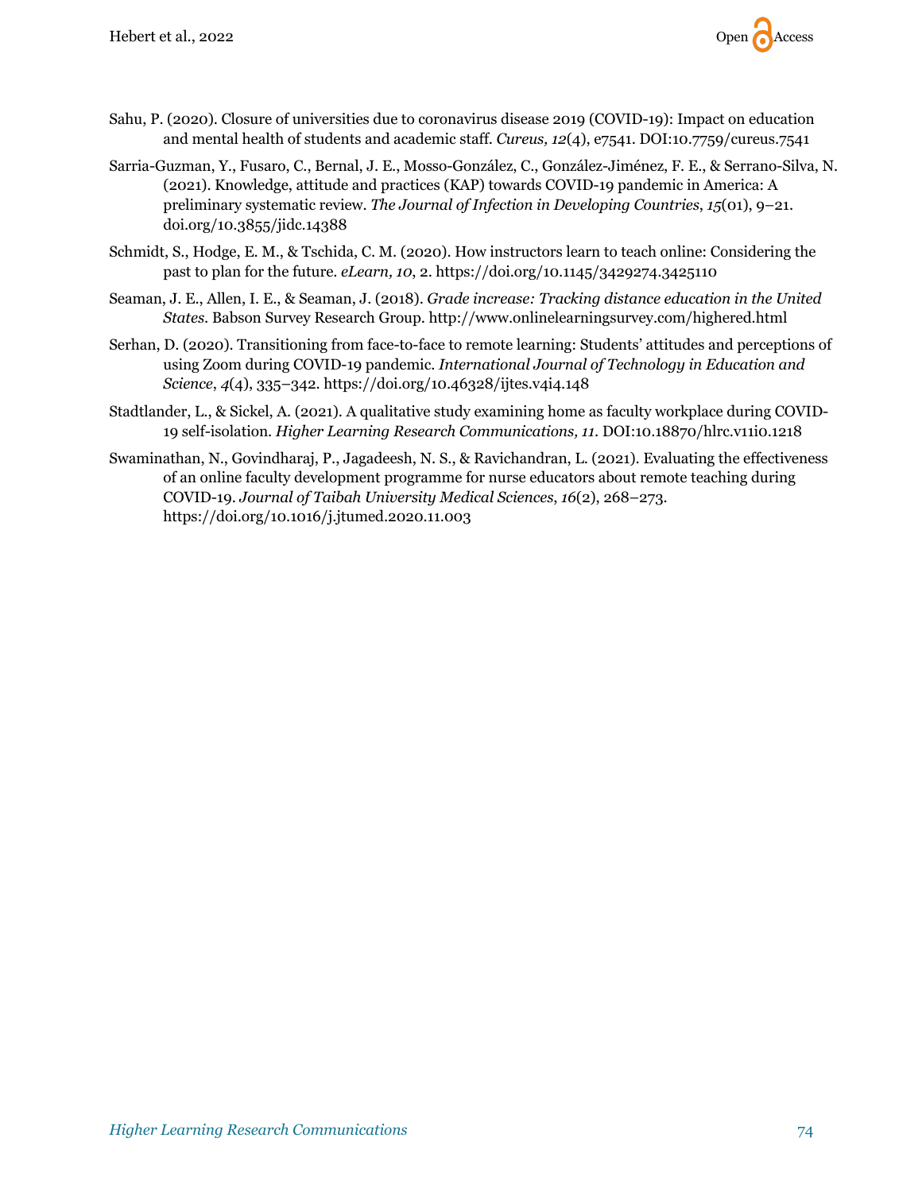Sahu, P. (2020). Closure of universities due to coronavirus disease 2019 (COVID-19): Impact on education and mental health of students and academic staff. *Cureus, 12*(4), e7541. DOI:10.7759/cureus.7541

Sarria-Guzman, Y., Fusaro, C., Bernal, J. E., Mosso-González, C., González-Jiménez, F. E., & Serrano-Silva, N. (2021). Knowledge, attitude and practices (KAP) towards COVID-19 pandemic in America: A preliminary systematic review. *The Journal of Infection in Developing Countries*, *15*(01), 9–21. doi.org/10.3855/jidc.14388

Schmidt, S., Hodge, E. M., & Tschida, C. M. (2020). How instructors learn to teach online: Considering the past to plan for the future. *eLearn, 10*, 2. https://doi.org/10.1145/3429274.3425110

Seaman, J. E., Allen, I. E., & Seaman, J. (2018). *Grade increase: Tracking distance education in the United States*. Babson Survey Research Group. http://www.onlinelearningsurvey.com/highered.html

Serhan, D. (2020). Transitioning from face-to-face to remote learning: Students' attitudes and perceptions of using Zoom during COVID-19 pandemic. *International Journal of Technology in Education and Science*, *4*(4), 335–342. https://doi.org/10.46328/ijtes.v4i4.148

Stadtlander, L., & Sickel, A. (2021). A qualitative study examining home as faculty workplace during COVID-19 self-isolation. *Higher Learning Research Communications, 11*. DOI:10.18870/hlrc.v11i0.1218

Swaminathan, N., Govindharaj, P., Jagadeesh, N. S., & Ravichandran, L. (2021). Evaluating the effectiveness of an online faculty development programme for nurse educators about remote teaching during COVID-19. *Journal of Taibah University Medical Sciences*, *16*(2), 268–273. https://doi.org/10.1016/j.jtumed.2020.11.003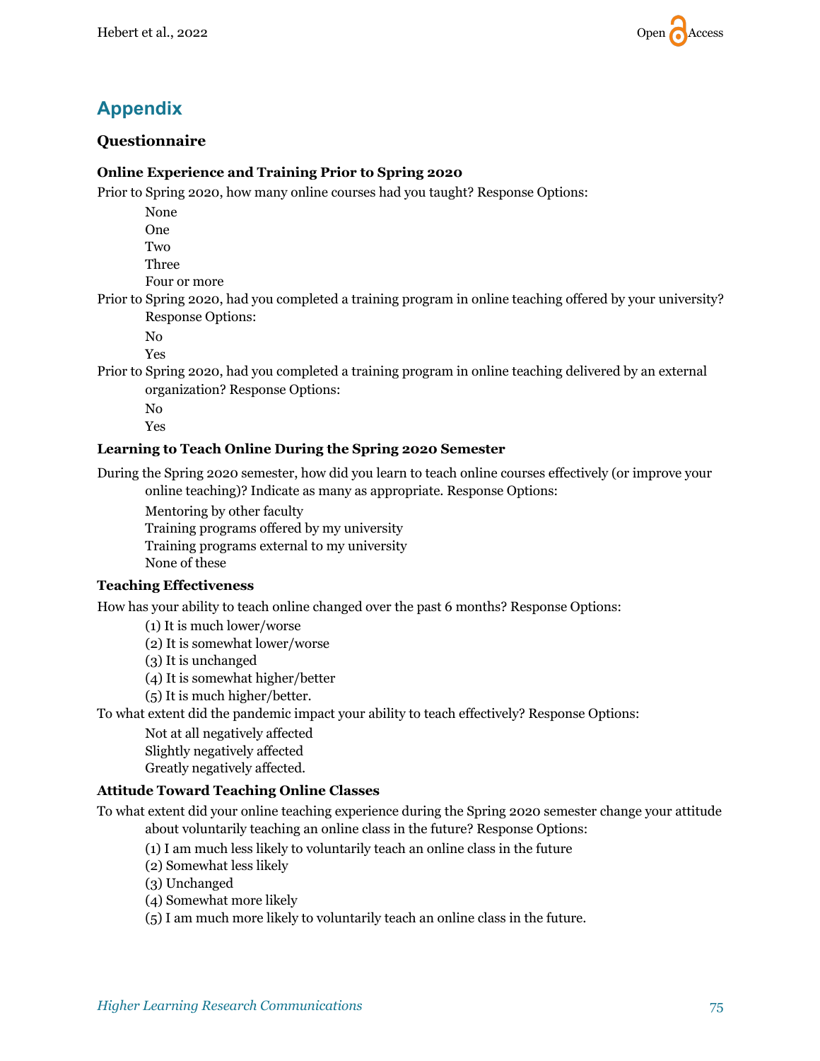## Appendix

### Questionnaire

#### Online Experience and Training Prior to Spring 2020

Prior to Spring 2020, how many online courses had you taught? Response Options:

- None
- One
- Two
- Three
- Four or more

Prior to Spring 2020, had you completed a training program in online teaching offered by your university? Response Options:

- No
- Yes

Prior to Spring 2020, had you completed a training program in online teaching delivered by an external organization? Response Options:

- No
- Yes

#### Learning to Teach Online During the Spring 2020 Semester

During the Spring 2020 semester, how did you learn to teach online courses effectively (or improve your online teaching)? Indicate as many as appropriate. Response Options:

- Mentoring by other faculty
- Training programs offered by my university
- Training programs external to my university
- None of these

#### Teaching Effectiveness

How has your ability to teach online changed over the past 6 months? Response Options:

- (1) It is much lower/worse
- (2) It is somewhat lower/worse
- (3) It is unchanged
- (4) It is somewhat higher/better
- (5) It is much higher/better.

To what extent did the pandemic impact your ability to teach effectively? Response Options:

- Not at all negatively affected
- Slightly negatively affected
- Greatly negatively affected.

#### Attitude Toward Teaching Online Classes

To what extent did your online teaching experience during the Spring 2020 semester change your attitude about voluntarily teaching an online class in the future? Response Options:

- (1) I am much less likely to voluntarily teach an online class in the future
- (2) Somewhat less likely
- (3) Unchanged
- (4) Somewhat more likely
- (5) I am much more likely to voluntarily teach an online class in the future.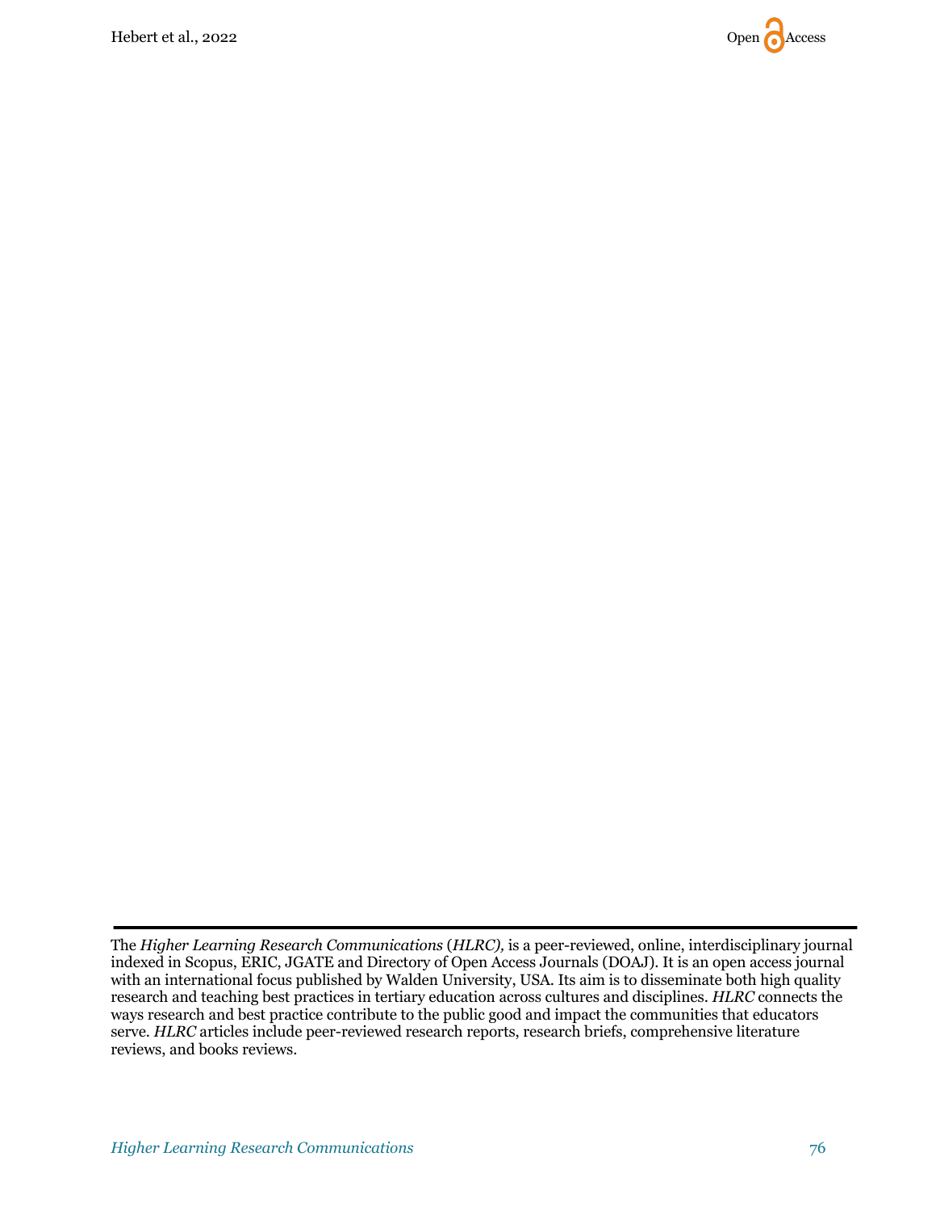The *Higher Learning Research Communications* (*HLRC),* is a peer-reviewed, online, interdisciplinary journal indexed in Scopus, ERIC, JGATE and Directory of Open Access Journals (DOAJ). It is an open access journal with an international focus published by Walden University, USA. Its aim is to disseminate both high quality research and teaching best practices in tertiary education across cultures and disciplines. *HLRC* connects the ways research and best practice contribute to the public good and impact the communities that educators serve. *HLRC* articles include peer-reviewed research reports, research briefs, comprehensive literature reviews, and books reviews.